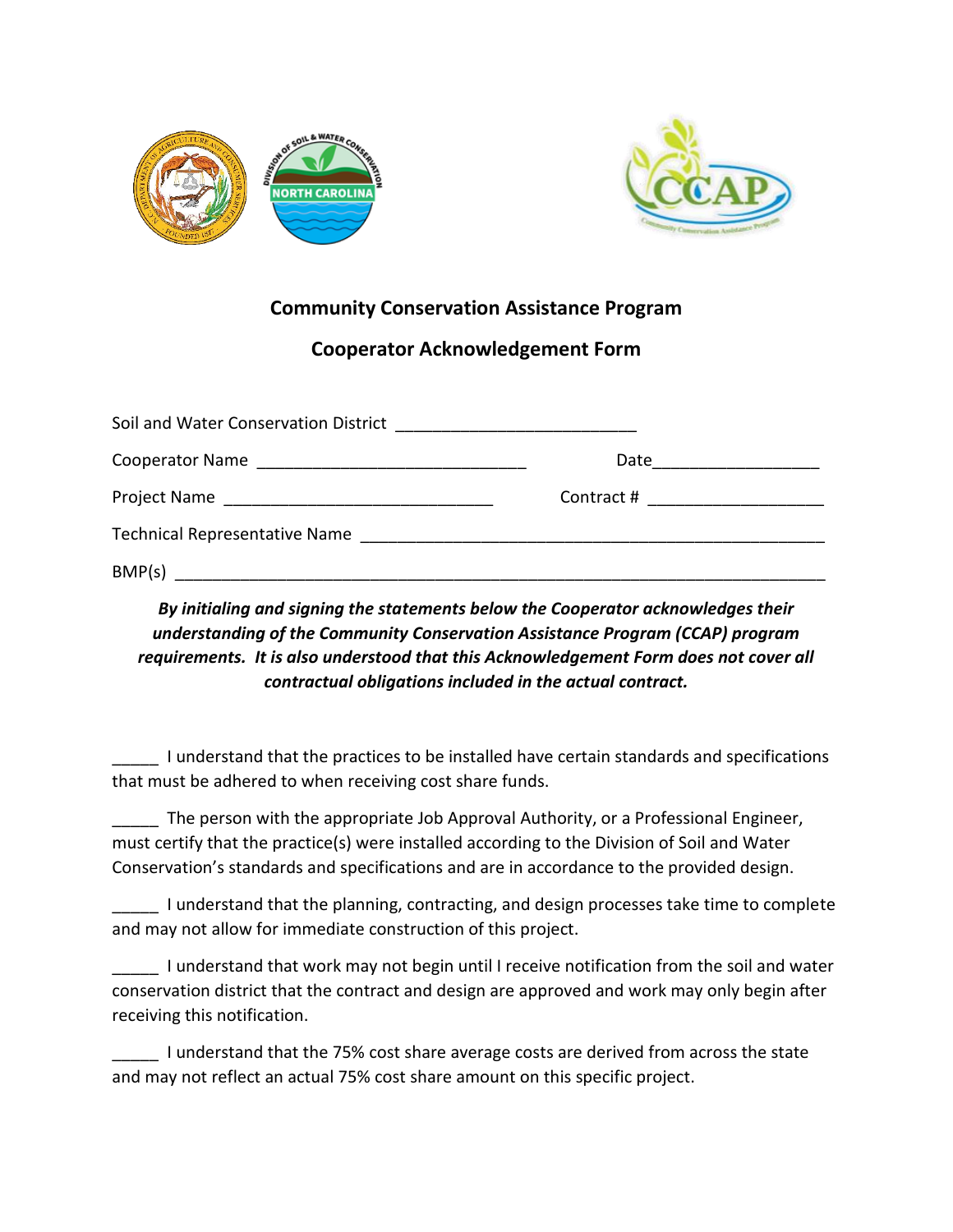## Community Conservation Assistance Program

## Cooperator Acknowledgement Form

Soil and Water Conservation District __________________________

Cooperator Name ______________________________ Date__________________

Project Name ______________________________ Contract # ___________________

Technical Representative Name ___________________________________________________

BMP(s) _________________________________________________________________________

***By initialing and signing the statements below the Cooperator acknowledges their understanding of the Community Conservation Assistance Program (CCAP) program requirements. It is also understood that this Acknowledgement Form does not cover all contractual obligations included in the actual contract.***

_____ I understand that the practices to be installed have certain standards and specifications that must be adhered to when receiving cost share funds.

_____ The person with the appropriate Job Approval Authority, or a Professional Engineer, must certify that the practice(s) were installed according to the Division of Soil and Water Conservation's standards and specifications and are in accordance to the provided design.

_____ I understand that the planning, contracting, and design processes take time to complete and may not allow for immediate construction of this project.

_____ I understand that work may not begin until I receive notification from the soil and water conservation district that the contract and design are approved and work may only begin after receiving this notification.

_____ I understand that the 75% cost share average costs are derived from across the state and may not reflect an actual 75% cost share amount on this specific project.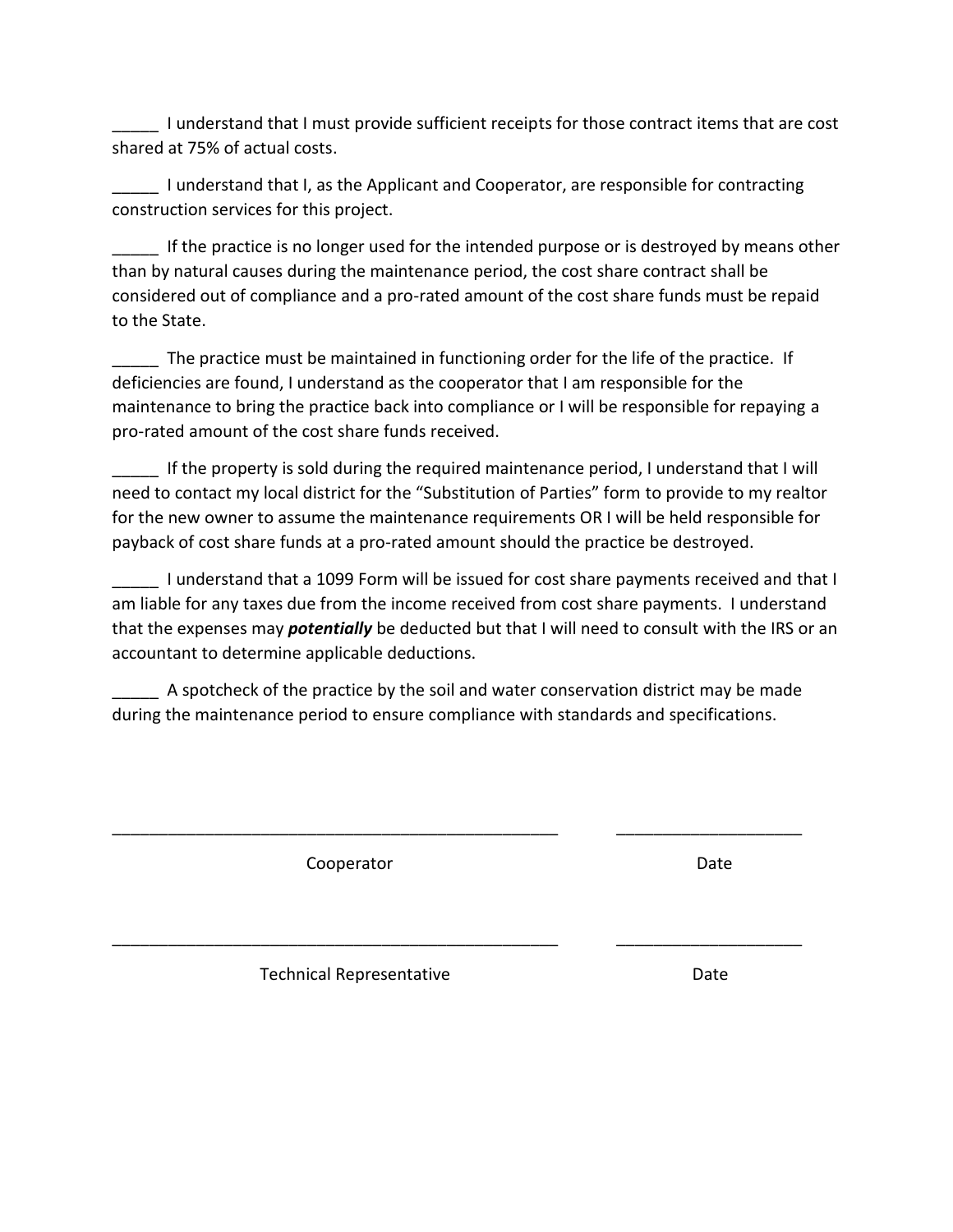_____ I understand that I must provide sufficient receipts for those contract items that are cost shared at 75% of actual costs.

_____ I understand that I, as the Applicant and Cooperator, are responsible for contracting construction services for this project.

_____ If the practice is no longer used for the intended purpose or is destroyed by means other than by natural causes during the maintenance period, the cost share contract shall be considered out of compliance and a pro-rated amount of the cost share funds must be repaid to the State.

_____ The practice must be maintained in functioning order for the life of the practice. If deficiencies are found, I understand as the cooperator that I am responsible for the maintenance to bring the practice back into compliance or I will be responsible for repaying a pro-rated amount of the cost share funds received.

_____ If the property is sold during the required maintenance period, I understand that I will need to contact my local district for the "Substitution of Parties" form to provide to my realtor for the new owner to assume the maintenance requirements OR I will be held responsible for payback of cost share funds at a pro-rated amount should the practice be destroyed.

_____ I understand that a 1099 Form will be issued for cost share payments received and that I am liable for any taxes due from the income received from cost share payments. I understand that the expenses may ***potentially*** be deducted but that I will need to consult with the IRS or an accountant to determine applicable deductions.

_____ A spotcheck of the practice by the soil and water conservation district may be made during the maintenance period to ensure compliance with standards and specifications.

_______________________________________________ ____________________

Cooperator Date

_______________________________________________ ____________________

Technical Representative Date